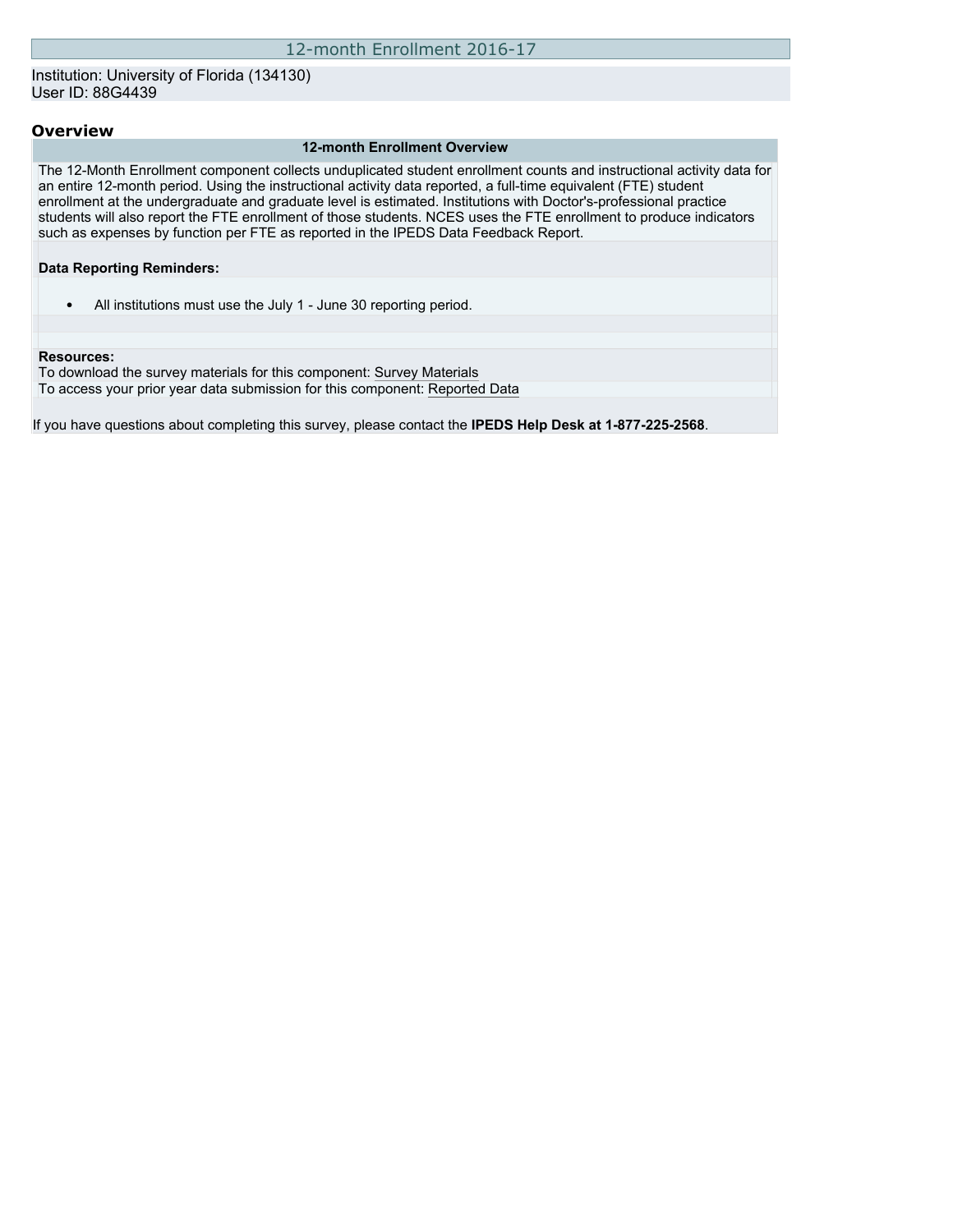# 12-month Enrollment 2016-17

Institution: University of Florida (134130)
User ID: 88G4439

## Overview

### 12-month Enrollment Overview

The 12-Month Enrollment component collects unduplicated student enrollment counts and instructional activity data for an entire 12-month period. Using the instructional activity data reported, a full-time equivalent (FTE) student enrollment at the undergraduate and graduate level is estimated. Institutions with Doctor's-professional practice students will also report the FTE enrollment of those students. NCES uses the FTE enrollment to produce indicators such as expenses by function per FTE as reported in the IPEDS Data Feedback Report.

**Data Reporting Reminders:**

- All institutions must use the July 1 - June 30 reporting period.

**Resources:**
To download the survey materials for this component: Survey Materials
To access your prior year data submission for this component: Reported Data

If you have questions about completing this survey, please contact the **IPEDS Help Desk at 1-877-225-2568**.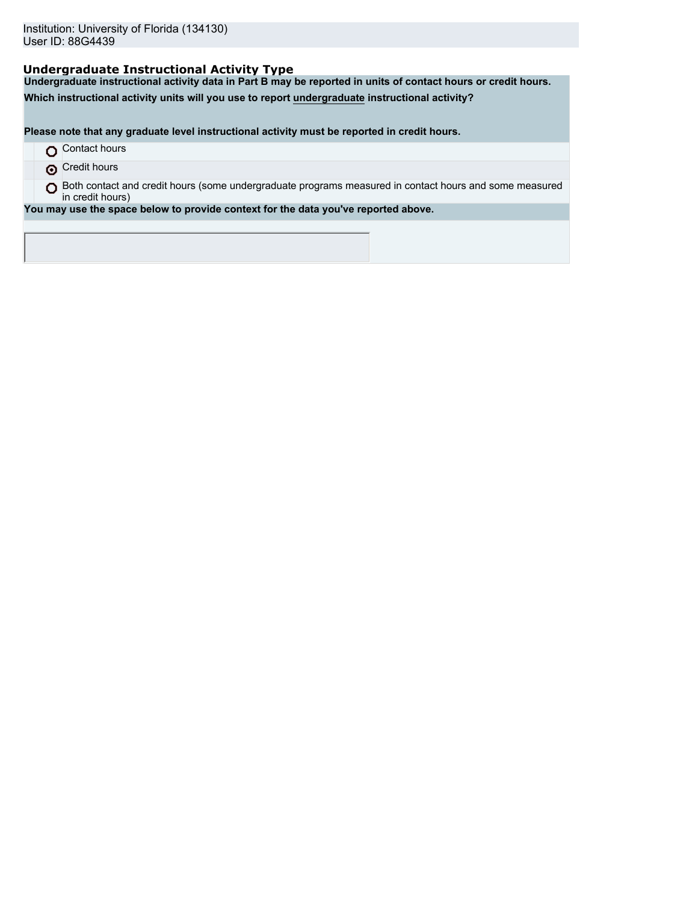Institution: University of Florida (134130)
User ID: 88G4439

## Undergraduate Instructional Activity Type

**Undergraduate instructional activity data in Part B may be reported in units of contact hours or credit hours.**

**Which instructional activity units will you use to report undergraduate instructional activity?**

**Please note that any graduate level instructional activity must be reported in credit hours.**

- ○ Contact hours
- ◉ Credit hours
- ○ Both contact and credit hours (some undergraduate programs measured in contact hours and some measured in credit hours)

**You may use the space below to provide context for the data you've reported above.**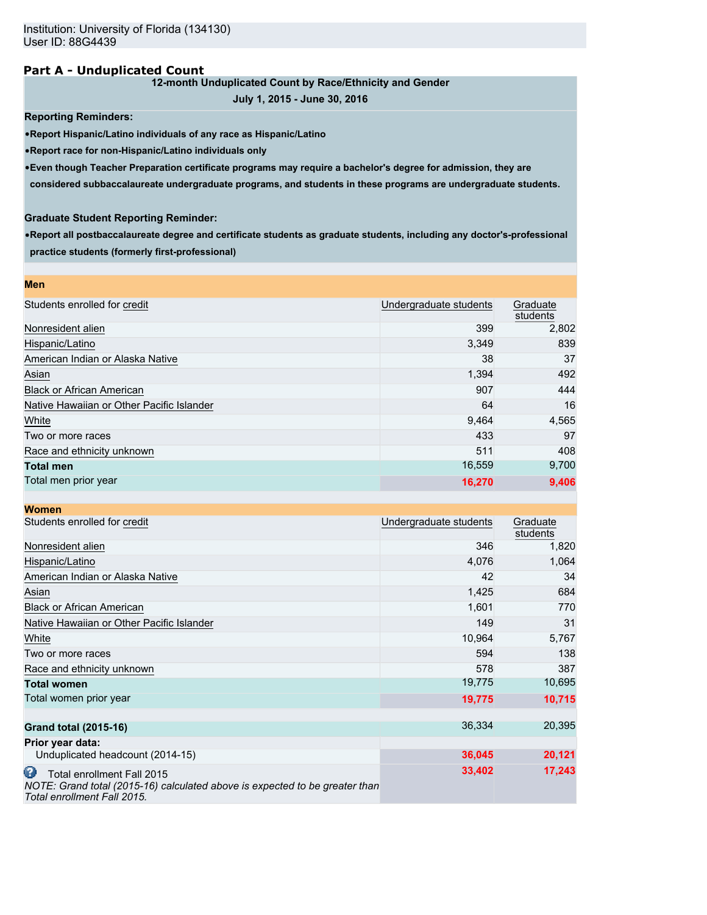Institution: University of Florida (134130)
User ID: 88G4439

## Part A - Unduplicated Count

**12-month Unduplicated Count by Race/Ethnicity and Gender**

**July 1, 2015 - June 30, 2016**

**Reporting Reminders:**

- **Report Hispanic/Latino individuals of any race as Hispanic/Latino**
- **Report race for non-Hispanic/Latino individuals only**
- **Even though Teacher Preparation certificate programs may require a bachelor's degree for admission, they are considered subbaccalaureate undergraduate programs, and students in these programs are undergraduate students.**

**Graduate Student Reporting Reminder:**

- **Report all postbaccalaureate degree and certificate students as graduate students, including any doctor's-professional practice students (formerly first-professional)**

**Men**

| Students enrolled for credit | Undergraduate students | Graduate students |
|---|---|---|
| Nonresident alien | 399 | 2,802 |
| Hispanic/Latino | 3,349 | 839 |
| American Indian or Alaska Native | 38 | 37 |
| Asian | 1,394 | 492 |
| Black or African American | 907 | 444 |
| Native Hawaiian or Other Pacific Islander | 64 | 16 |
| White | 9,464 | 4,565 |
| Two or more races | 433 | 97 |
| Race and ethnicity unknown | 511 | 408 |
| **Total men** | 16,559 | 9,700 |
| Total men prior year | 16,270 | 9,406 |

**Women**

| Students enrolled for credit | Undergraduate students | Graduate students |
|---|---|---|
| Nonresident alien | 346 | 1,820 |
| Hispanic/Latino | 4,076 | 1,064 |
| American Indian or Alaska Native | 42 | 34 |
| Asian | 1,425 | 684 |
| Black or African American | 1,601 | 770 |
| Native Hawaiian or Other Pacific Islander | 149 | 31 |
| White | 10,964 | 5,767 |
| Two or more races | 594 | 138 |
| Race and ethnicity unknown | 578 | 387 |
| **Total women** | 19,775 | 10,695 |
| Total women prior year | 19,775 | 10,715 |

| | Undergraduate students | Graduate students |
|---|---|---|
| **Grand total (2015-16)** | 36,334 | 20,395 |
| **Prior year data:** | | |
| Unduplicated headcount (2014-15) | 36,045 | 20,121 |
| Total enrollment Fall 2015<br>*NOTE: Grand total (2015-16) calculated above is expected to be greater than Total enrollment Fall 2015.* | 33,402 | 17,243 |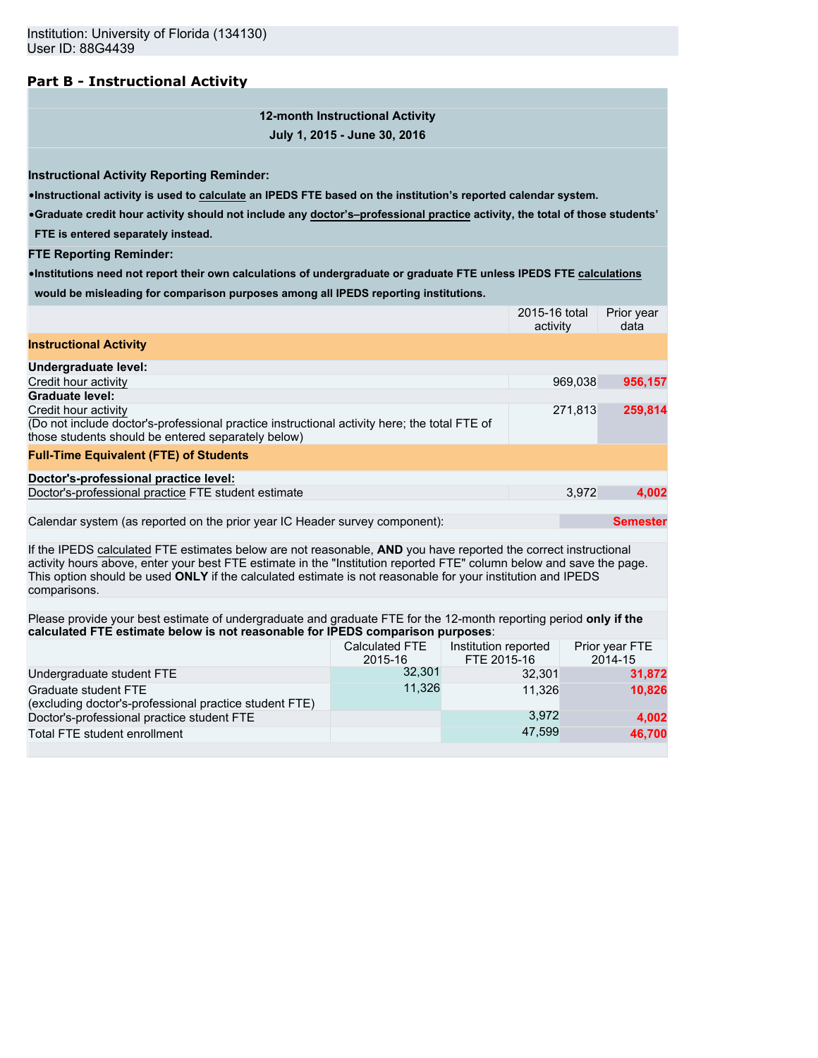Institution: University of Florida (134130)
User ID: 88G4439

## Part B - Instructional Activity

**12-month Instructional Activity**
**July 1, 2015 - June 30, 2016**

**Instructional Activity Reporting Reminder:**

- **Instructional activity is used to calculate an IPEDS FTE based on the institution's reported calendar system.**
- **Graduate credit hour activity should not include any doctor's–professional practice activity, the total of those students' FTE is entered separately instead.**

**FTE Reporting Reminder:**

- **Institutions need not report their own calculations of undergraduate or graduate FTE unless IPEDS FTE calculations would be misleading for comparison purposes among all IPEDS reporting institutions.**

| | 2015-16 total activity | Prior year data |
|---|---|---|
| **Instructional Activity** | | |
| **Undergraduate level:** | | |
| Credit hour activity | 969,038 | 956,157 |
| **Graduate level:** | | |
| Credit hour activity (Do not include doctor's-professional practice instructional activity here; the total FTE of those students should be entered separately below) | 271,813 | 259,814 |
| **Full-Time Equivalent (FTE) of Students** | | |
| **Doctor's-professional practice level:** | | |
| Doctor's-professional practice FTE student estimate | 3,972 | 4,002 |

Calendar system (as reported on the prior year IC Header survey component): **Semester**

If the IPEDS calculated FTE estimates below are not reasonable, **AND** you have reported the correct instructional activity hours above, enter your best FTE estimate in the "Institution reported FTE" column below and save the page. This option should be used **ONLY** if the calculated estimate is not reasonable for your institution and IPEDS comparisons.

Please provide your best estimate of undergraduate and graduate FTE for the 12-month reporting period **only if the calculated FTE estimate below is not reasonable for IPEDS comparison purposes**:

| | Calculated FTE 2015-16 | Institution reported FTE 2015-16 | Prior year FTE 2014-15 |
|---|---|---|---|
| Undergraduate student FTE | 32,301 | 32,301 | 31,872 |
| Graduate student FTE (excluding doctor's-professional practice student FTE) | 11,326 | 11,326 | 10,826 |
| Doctor's-professional practice student FTE | | 3,972 | 4,002 |
| Total FTE student enrollment | | 47,599 | 46,700 |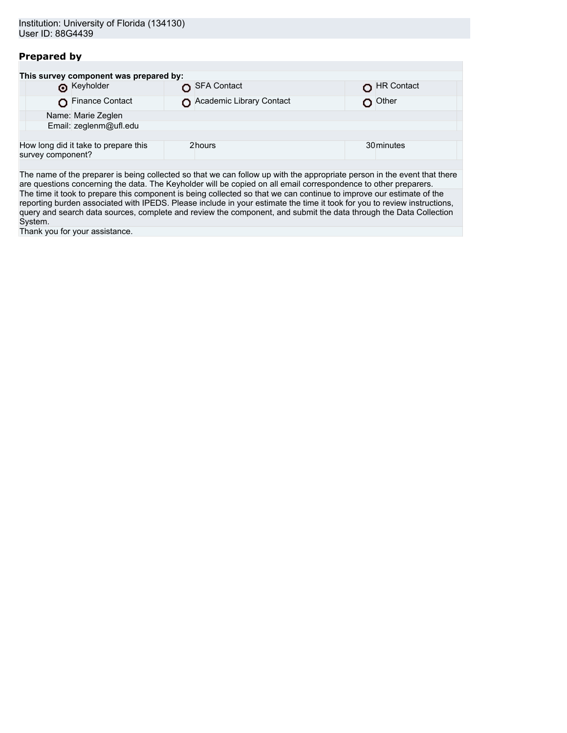Institution: University of Florida (134130)
User ID: 88G4439

## Prepared by

**This survey component was prepared by:**

| | | |
|---|---|---|
| ⦿ Keyholder | ○ SFA Contact | ○ HR Contact |
| ○ Finance Contact | ○ Academic Library Contact | ○ Other |

Name: Marie Zeglen
Email: zeglenm@ufl.edu

| How long did it take to prepare this survey component? | 2 hours | 30 minutes |
|---|---|---|

The name of the preparer is being collected so that we can follow up with the appropriate person in the event that there are questions concerning the data. The Keyholder will be copied on all email correspondence to other preparers.

The time it took to prepare this component is being collected so that we can continue to improve our estimate of the reporting burden associated with IPEDS. Please include in your estimate the time it took for you to review instructions, query and search data sources, complete and review the component, and submit the data through the Data Collection System.

Thank you for your assistance.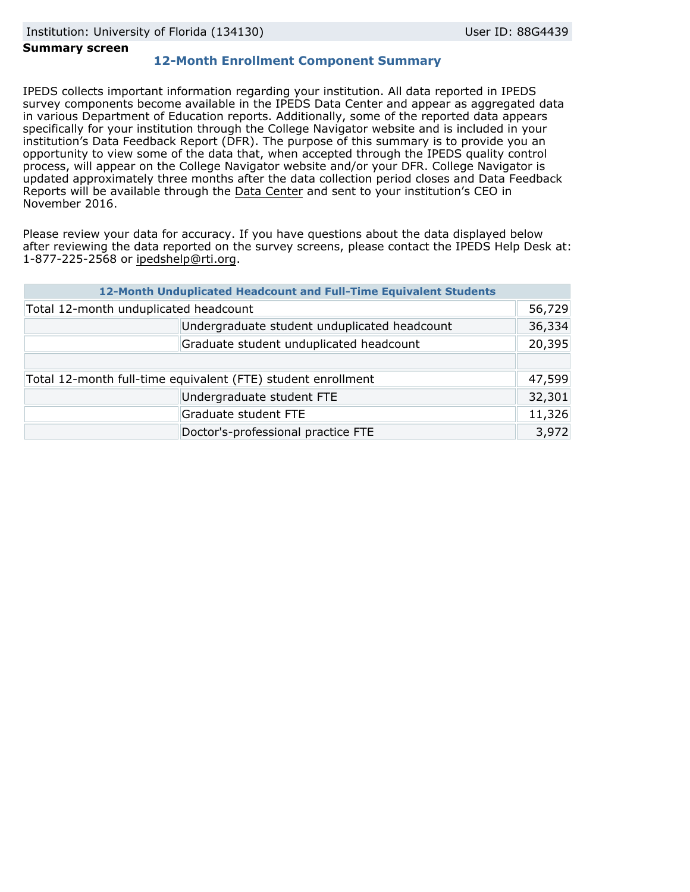Institution: University of Florida (134130) User ID: 88G4439

**Summary screen**

## 12-Month Enrollment Component Summary

IPEDS collects important information regarding your institution. All data reported in IPEDS survey components become available in the IPEDS Data Center and appear as aggregated data in various Department of Education reports. Additionally, some of the reported data appears specifically for your institution through the College Navigator website and is included in your institution's Data Feedback Report (DFR). The purpose of this summary is to provide you an opportunity to view some of the data that, when accepted through the IPEDS quality control process, will appear on the College Navigator website and/or your DFR. College Navigator is updated approximately three months after the data collection period closes and Data Feedback Reports will be available through the Data Center and sent to your institution's CEO in November 2016.

Please review your data for accuracy. If you have questions about the data displayed below after reviewing the data reported on the survey screens, please contact the IPEDS Help Desk at: 1-877-225-2568 or ipedshelp@rti.org.

| 12-Month Unduplicated Headcount and Full-Time Equivalent Students | | |
|---|---|---|
| Total 12-month unduplicated headcount | | 56,729 |
| | Undergraduate student unduplicated headcount | 36,334 |
| | Graduate student unduplicated headcount | 20,395 |
| | | |
| Total 12-month full-time equivalent (FTE) student enrollment | | 47,599 |
| | Undergraduate student FTE | 32,301 |
| | Graduate student FTE | 11,326 |
| | Doctor's-professional practice FTE | 3,972 |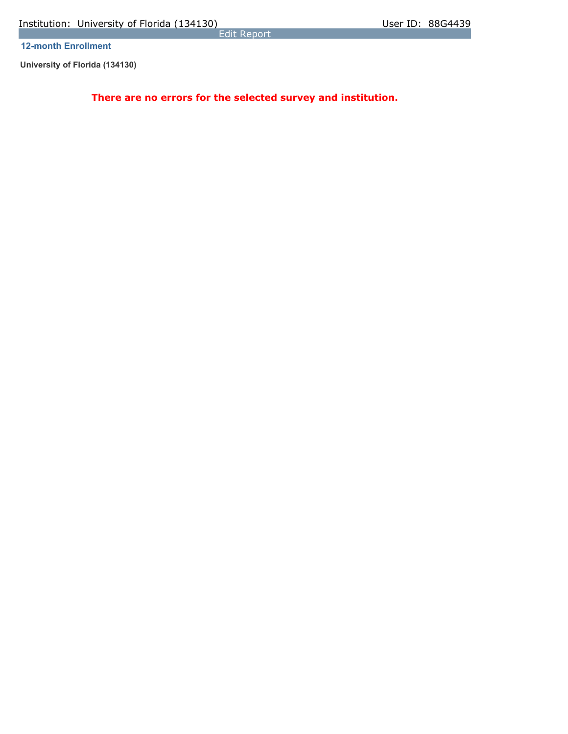## 12-month Enrollment

**University of Florida (134130)**

**There are no errors for the selected survey and institution.**